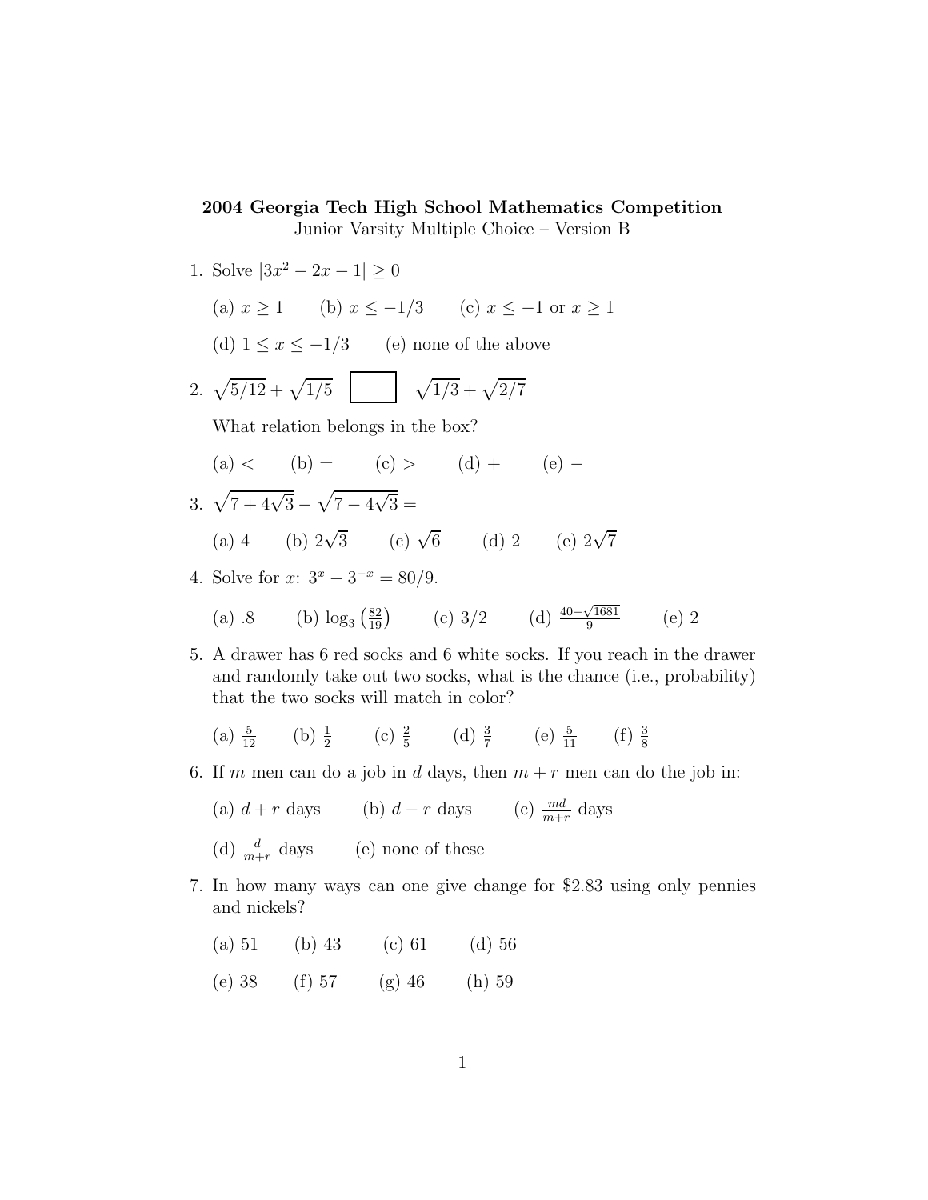**2004 Georgia Tech High School Mathematics Competition**
Junior Varsity Multiple Choice – Version B

1. Solve $|3x^2 - 2x - 1| \geq 0$

   (a) $x \geq 1$ (b) $x \leq -1/3$ (c) $x \leq -1$ or $x \geq 1$

   (d) $1 \leq x \leq -1/3$ (e) none of the above

2. $\sqrt{5/12} + \sqrt{1/5}$ $\boxed{\phantom{xx}}$ $\sqrt{1/3} + \sqrt{2/7}$

   What relation belongs in the box?

   (a) $<$ (b) $=$ (c) $>$ (d) $+$ (e) $-$

3. $\sqrt{7 + 4\sqrt{3}} - \sqrt{7 - 4\sqrt{3}} =$

   (a) 4 (b) $2\sqrt{3}$ (c) $\sqrt{6}$ (d) 2 (e) $2\sqrt{7}$

4. Solve for $x$: $3^x - 3^{-x} = 80/9$.

   (a) .8 (b) $\log_3\left(\frac{82}{19}\right)$ (c) $3/2$ (d) $\frac{40-\sqrt{1681}}{9}$ (e) 2

5. A drawer has 6 red socks and 6 white socks. If you reach in the drawer and randomly take out two socks, what is the chance (i.e., probability) that the two socks will match in color?

   (a) $\frac{5}{12}$ (b) $\frac{1}{2}$ (c) $\frac{2}{5}$ (d) $\frac{3}{7}$ (e) $\frac{5}{11}$ (f) $\frac{3}{8}$

6. If $m$ men can do a job in $d$ days, then $m + r$ men can do the job in:

   (a) $d + r$ days (b) $d - r$ days (c) $\frac{md}{m+r}$ days

   (d) $\frac{d}{m+r}$ days (e) none of these

7. In how many ways can one give change for \$2.83 using only pennies and nickels?

   (a) 51 (b) 43 (c) 61 (d) 56

   (e) 38 (f) 57 (g) 46 (h) 59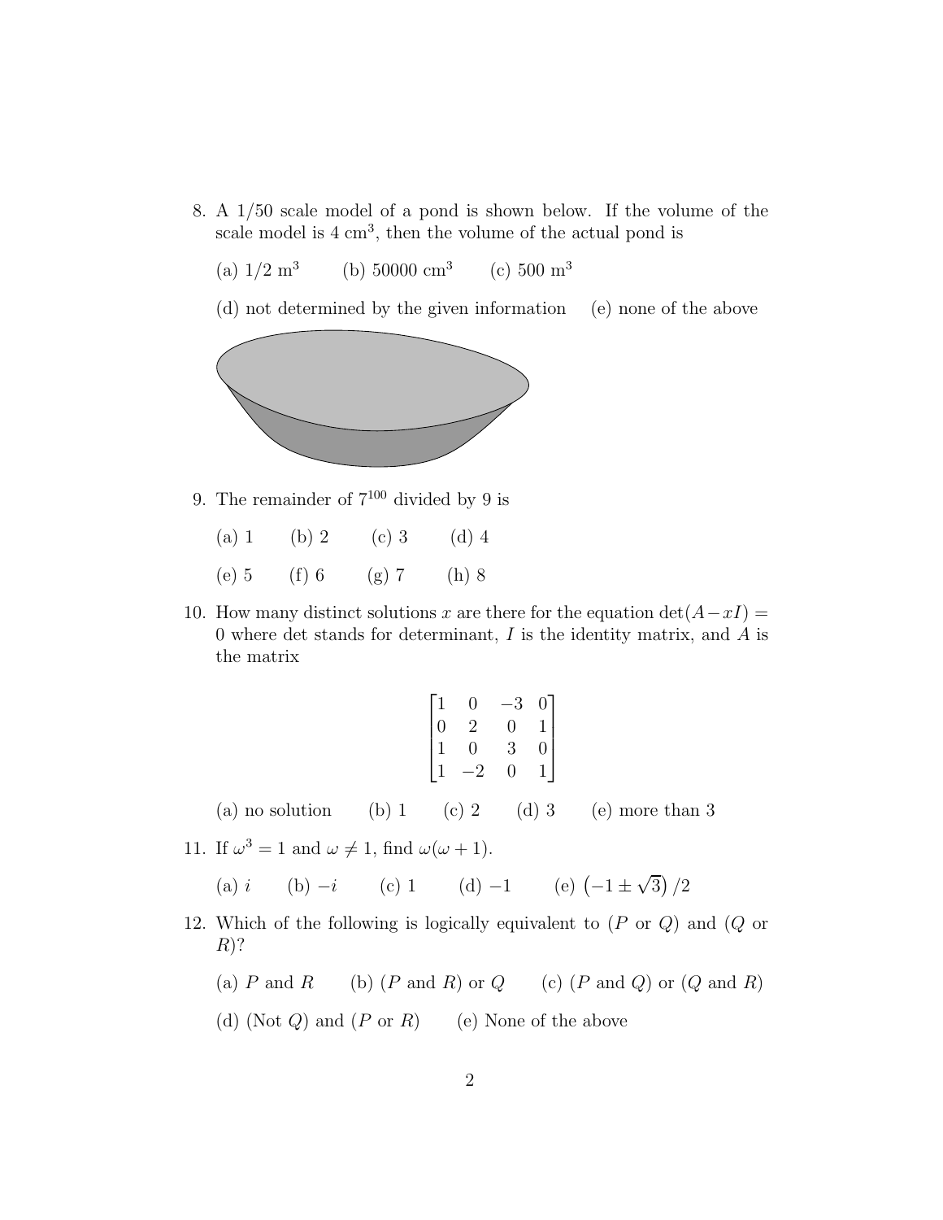8. A 1/50 scale model of a pond is shown below. If the volume of the scale model is 4 $\text{cm}^3$, then the volume of the actual pond is

   (a) 1/2 $\text{m}^3$ (b) 50000 $\text{cm}^3$ (c) 500 $\text{m}^3$

   (d) not determined by the given information (e) none of the above

9. The remainder of $7^{100}$ divided by 9 is

   (a) 1 (b) 2 (c) 3 (d) 4

   (e) 5 (f) 6 (g) 7 (h) 8

10. How many distinct solutions $x$ are there for the equation $\det(A - xI) = 0$ where det stands for determinant, $I$ is the identity matrix, and $A$ is the matrix

$$\begin{bmatrix} 1 & 0 & -3 & 0 \\ 0 & 2 & 0 & 1 \\ 1 & 0 & 3 & 0 \\ 1 & -2 & 0 & 1 \end{bmatrix}$$

   (a) no solution (b) 1 (c) 2 (d) 3 (e) more than 3

11. If $\omega^3 = 1$ and $\omega \neq 1$, find $\omega(\omega + 1)$.

   (a) $i$ (b) $-i$ (c) 1 (d) $-1$ (e) $\left(-1 \pm \sqrt{3}\right)/2$

12. Which of the following is logically equivalent to ($P$ or $Q$) and ($Q$ or $R$)?

   (a) $P$ and $R$ (b) ($P$ and $R$) or $Q$ (c) ($P$ and $Q$) or ($Q$ and $R$)

   (d) (Not $Q$) and ($P$ or $R$) (e) None of the above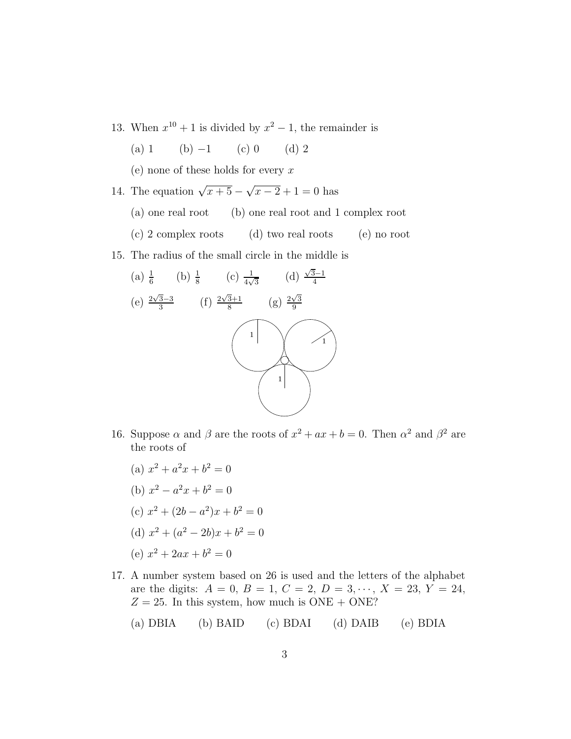13. When $x^{10}+1$ is divided by $x^2-1$, the remainder is

    (a) 1 (b) $-1$ (c) 0 (d) 2

    (e) none of these holds for every $x$

14. The equation $\sqrt{x+5}-\sqrt{x-2}+1=0$ has

    (a) one real root (b) one real root and 1 complex root

    (c) 2 complex roots (d) two real roots (e) no root

15. The radius of the small circle in the middle is

    (a) $\frac{1}{6}$ (b) $\frac{1}{8}$ (c) $\frac{1}{4\sqrt{3}}$ (d) $\frac{\sqrt{3}-1}{4}$

    (e) $\frac{2\sqrt{3}-3}{3}$ (f) $\frac{2\sqrt{3}+1}{8}$ (g) $\frac{2\sqrt{3}}{9}$

16. Suppose $\alpha$ and $\beta$ are the roots of $x^2+ax+b=0$. Then $\alpha^2$ and $\beta^2$ are the roots of

    (a) $x^2+a^2x+b^2=0$

    (b) $x^2-a^2x+b^2=0$

    (c) $x^2+(2b-a^2)x+b^2=0$

    (d) $x^2+(a^2-2b)x+b^2=0$

    (e) $x^2+2ax+b^2=0$

17. A number system based on 26 is used and the letters of the alphabet are the digits: $A=0$, $B=1$, $C=2$, $D=3,\cdots$, $X=23$, $Y=24$, $Z=25$. In this system, how much is ONE + ONE?

    (a) DBIA (b) BAID (c) BDAI (d) DAIB (e) BDIA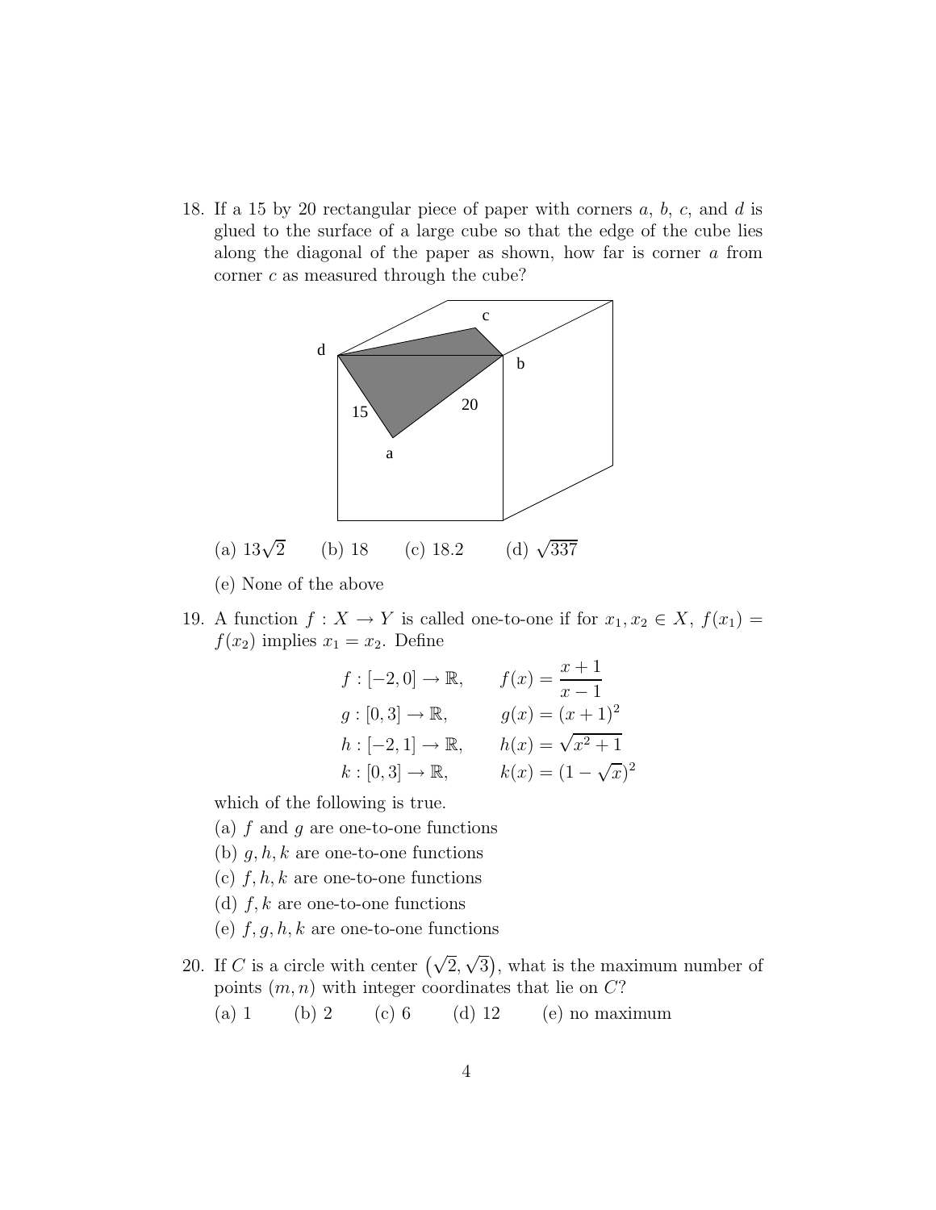18. If a 15 by 20 rectangular piece of paper with corners $a$, $b$, $c$, and $d$ is glued to the surface of a large cube so that the edge of the cube lies along the diagonal of the paper as shown, how far is corner $a$ from corner $c$ as measured through the cube?

c
d
b
15
20
a

(a) $13\sqrt{2}$ (b) 18 (c) 18.2 (d) $\sqrt{337}$

(e) None of the above

19. A function $f : X \to Y$ is called one-to-one if for $x_1, x_2 \in X$, $f(x_1) = f(x_2)$ implies $x_1 = x_2$. Define

$$f : [-2, 0] \to \mathbb{R}, \qquad f(x) = \frac{x+1}{x-1}$$
$$g : [0, 3] \to \mathbb{R}, \qquad g(x) = (x+1)^2$$
$$h : [-2, 1] \to \mathbb{R}, \qquad h(x) = \sqrt{x^2+1}$$
$$k : [0, 3] \to \mathbb{R}, \qquad k(x) = (1 - \sqrt{x})^2$$

which of the following is true.

(a) $f$ and $g$ are one-to-one functions
(b) $g, h, k$ are one-to-one functions
(c) $f, h, k$ are one-to-one functions
(d) $f, k$ are one-to-one functions
(e) $f, g, h, k$ are one-to-one functions

20. If $C$ is a circle with center $\left(\sqrt{2}, \sqrt{3}\right)$, what is the maximum number of points $(m, n)$ with integer coordinates that lie on $C$?

(a) 1 (b) 2 (c) 6 (d) 12 (e) no maximum